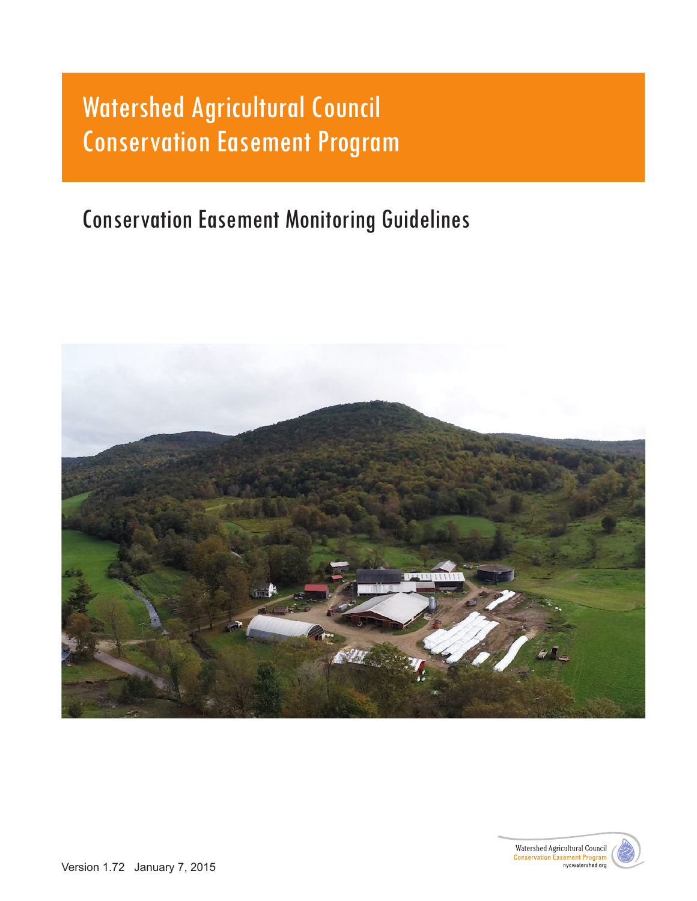# Watershed Agricultural Council
# Conservation Easement Program

## Conservation Easement Monitoring Guidelines

Watershed Agricultural Council
Conservation Easement Program
nycwatershed.org

Version 1.72 January 7, 2015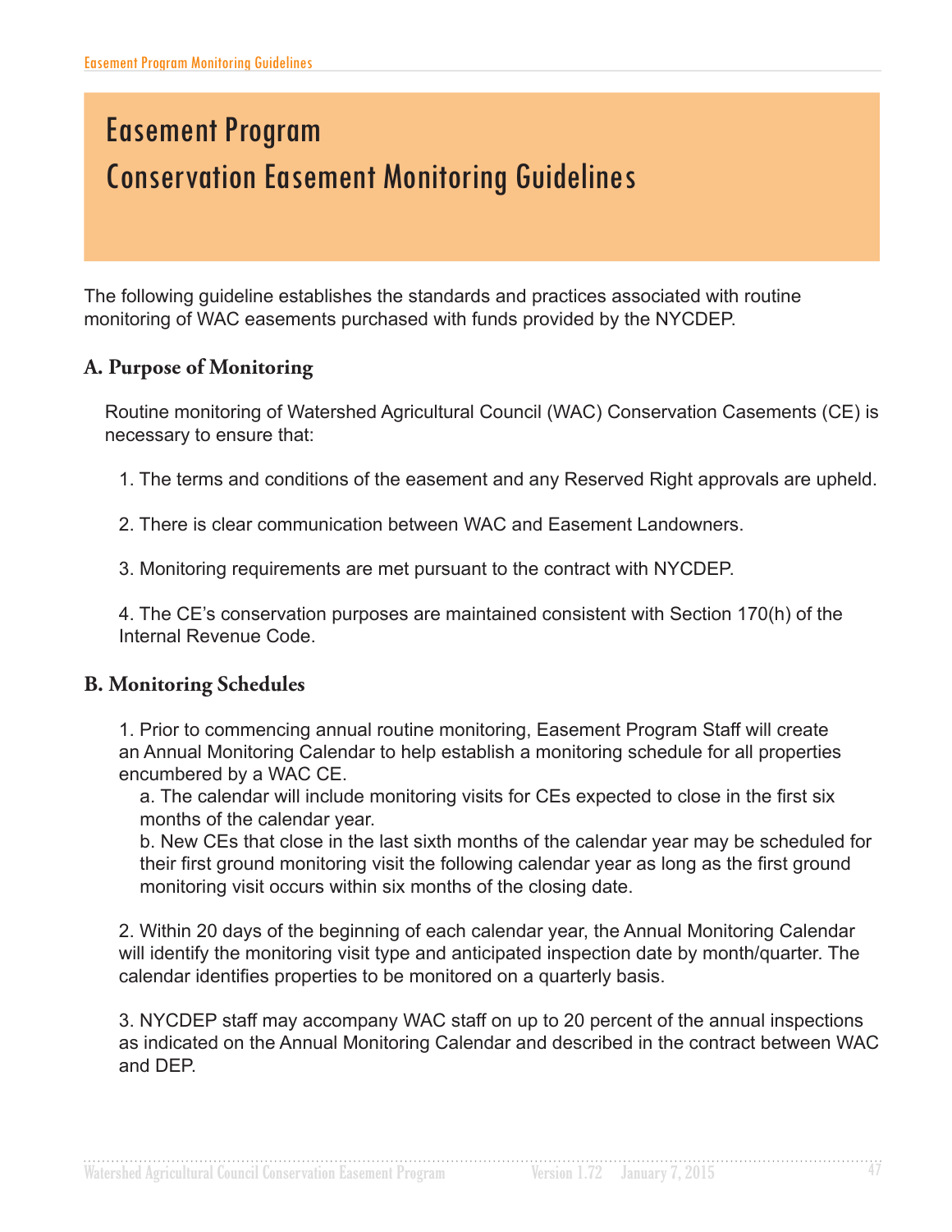# Easement Program
# Conservation Easement Monitoring Guidelines

The following guideline establishes the standards and practices associated with routine monitoring of WAC easements purchased with funds provided by the NYCDEP.

## A. Purpose of Monitoring

Routine monitoring of Watershed Agricultural Council (WAC) Conservation Casements (CE) is necessary to ensure that:

1. The terms and conditions of the easement and any Reserved Right approvals are upheld.

2. There is clear communication between WAC and Easement Landowners.

3. Monitoring requirements are met pursuant to the contract with NYCDEP.

4. The CE's conservation purposes are maintained consistent with Section 170(h) of the Internal Revenue Code.

## B. Monitoring Schedules

1. Prior to commencing annual routine monitoring, Easement Program Staff will create an Annual Monitoring Calendar to help establish a monitoring schedule for all properties encumbered by a WAC CE.
   a. The calendar will include monitoring visits for CEs expected to close in the first six months of the calendar year.
   b. New CEs that close in the last sixth months of the calendar year may be scheduled for their first ground monitoring visit the following calendar year as long as the first ground monitoring visit occurs within six months of the closing date.

2. Within 20 days of the beginning of each calendar year, the Annual Monitoring Calendar will identify the monitoring visit type and anticipated inspection date by month/quarter. The calendar identifies properties to be monitored on a quarterly basis.

3. NYCDEP staff may accompany WAC staff on up to 20 percent of the annual inspections as indicated on the Annual Monitoring Calendar and described in the contract between WAC and DEP.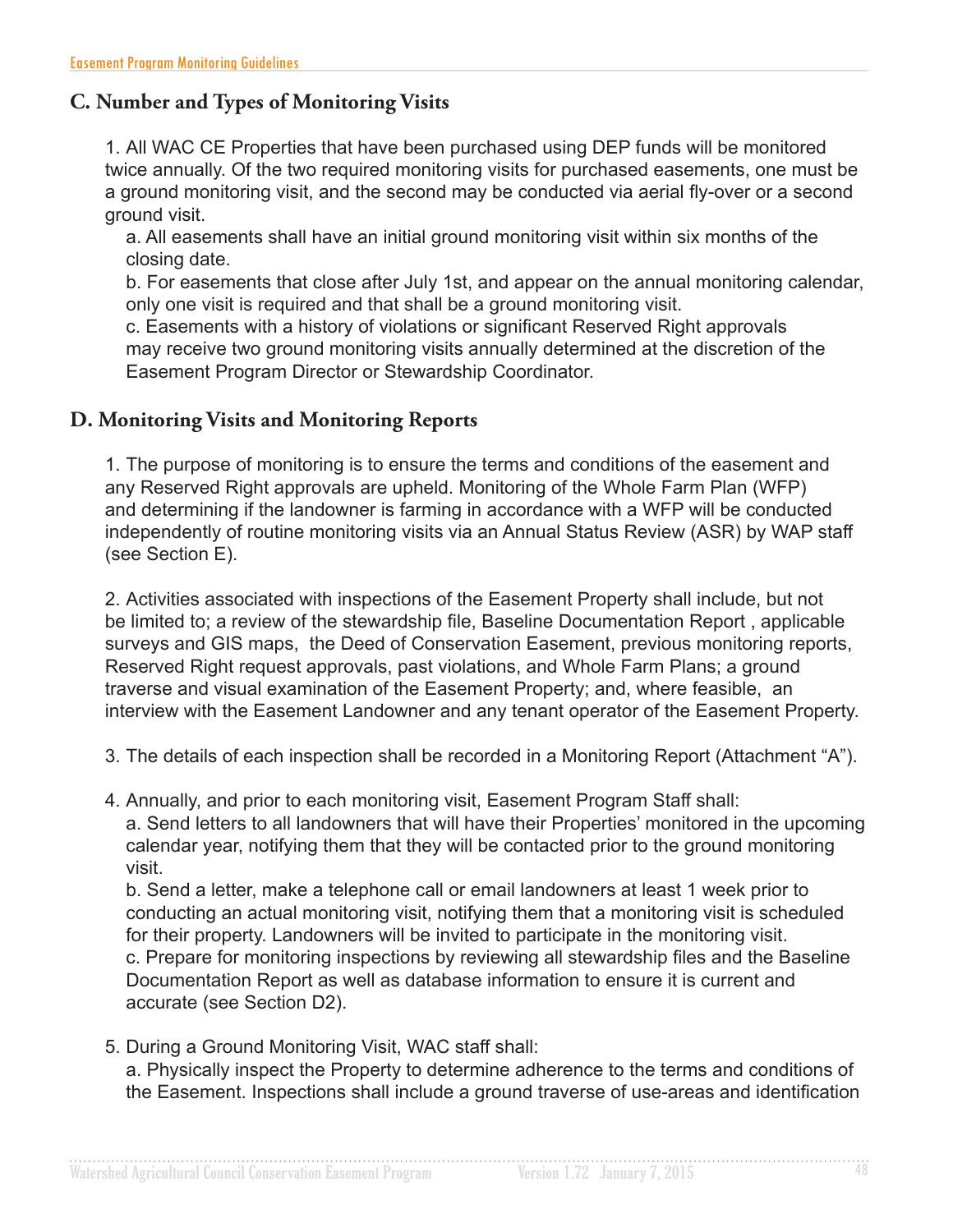## C. Number and Types of Monitoring Visits

1. All WAC CE Properties that have been purchased using DEP funds will be monitored twice annually. Of the two required monitoring visits for purchased easements, one must be a ground monitoring visit, and the second may be conducted via aerial fly-over or a second ground visit.
   a. All easements shall have an initial ground monitoring visit within six months of the closing date.
   b. For easements that close after July 1st, and appear on the annual monitoring calendar, only one visit is required and that shall be a ground monitoring visit.
   c. Easements with a history of violations or significant Reserved Right approvals may receive two ground monitoring visits annually determined at the discretion of the Easement Program Director or Stewardship Coordinator.

## D. Monitoring Visits and Monitoring Reports

1. The purpose of monitoring is to ensure the terms and conditions of the easement and any Reserved Right approvals are upheld. Monitoring of the Whole Farm Plan (WFP) and determining if the landowner is farming in accordance with a WFP will be conducted independently of routine monitoring visits via an Annual Status Review (ASR) by WAP staff (see Section E).

2. Activities associated with inspections of the Easement Property shall include, but not be limited to; a review of the stewardship file, Baseline Documentation Report , applicable surveys and GIS maps, the Deed of Conservation Easement, previous monitoring reports, Reserved Right request approvals, past violations, and Whole Farm Plans; a ground traverse and visual examination of the Easement Property; and, where feasible, an interview with the Easement Landowner and any tenant operator of the Easement Property.

3. The details of each inspection shall be recorded in a Monitoring Report (Attachment "A").

4. Annually, and prior to each monitoring visit, Easement Program Staff shall:
   a. Send letters to all landowners that will have their Properties' monitored in the upcoming calendar year, notifying them that they will be contacted prior to the ground monitoring visit.
   b. Send a letter, make a telephone call or email landowners at least 1 week prior to conducting an actual monitoring visit, notifying them that a monitoring visit is scheduled for their property. Landowners will be invited to participate in the monitoring visit.
   c. Prepare for monitoring inspections by reviewing all stewardship files and the Baseline Documentation Report as well as database information to ensure it is current and accurate (see Section D2).

5. During a Ground Monitoring Visit, WAC staff shall:
   a. Physically inspect the Property to determine adherence to the terms and conditions of the Easement. Inspections shall include a ground traverse of use-areas and identification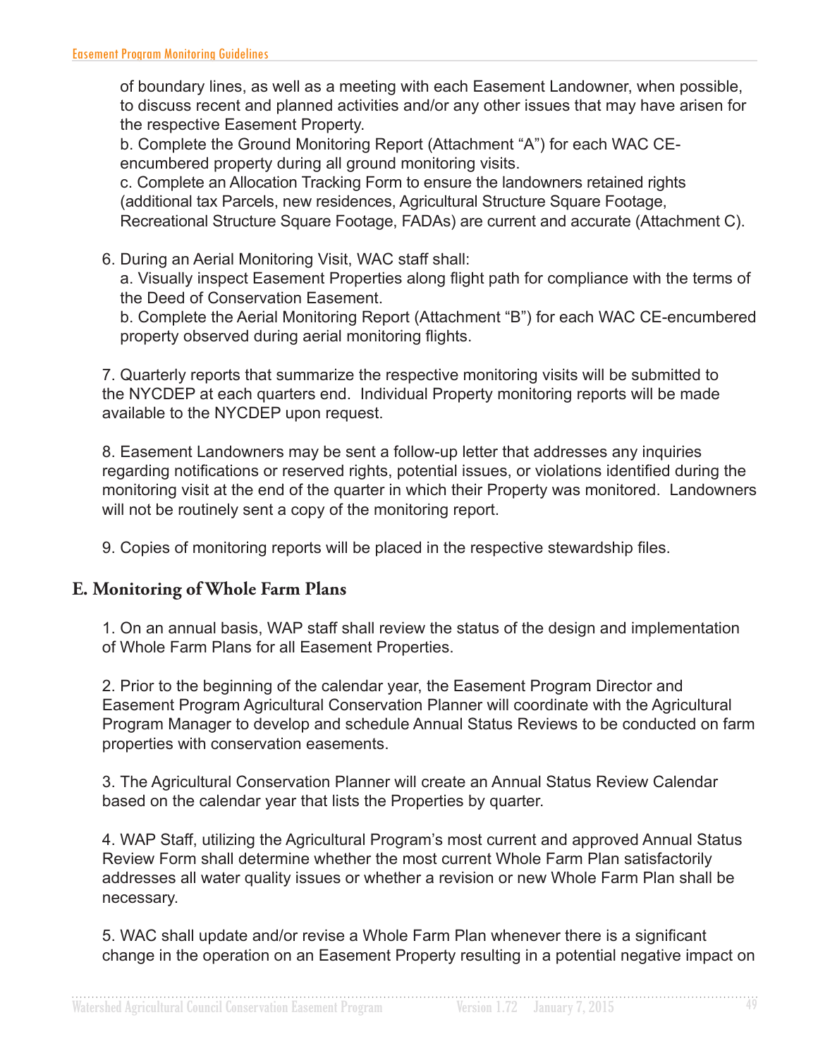of boundary lines, as well as a meeting with each Easement Landowner, when possible, to discuss recent and planned activities and/or any other issues that may have arisen for the respective Easement Property.

b. Complete the Ground Monitoring Report (Attachment "A") for each WAC CE-encumbered property during all ground monitoring visits.

c. Complete an Allocation Tracking Form to ensure the landowners retained rights (additional tax Parcels, new residences, Agricultural Structure Square Footage, Recreational Structure Square Footage, FADAs) are current and accurate (Attachment C).

6. During an Aerial Monitoring Visit, WAC staff shall:

   a. Visually inspect Easement Properties along flight path for compliance with the terms of the Deed of Conservation Easement.

   b. Complete the Aerial Monitoring Report (Attachment "B") for each WAC CE-encumbered property observed during aerial monitoring flights.

7. Quarterly reports that summarize the respective monitoring visits will be submitted to the NYCDEP at each quarters end. Individual Property monitoring reports will be made available to the NYCDEP upon request.

8. Easement Landowners may be sent a follow-up letter that addresses any inquiries regarding notifications or reserved rights, potential issues, or violations identified during the monitoring visit at the end of the quarter in which their Property was monitored. Landowners will not be routinely sent a copy of the monitoring report.

9. Copies of monitoring reports will be placed in the respective stewardship files.

## E. Monitoring of Whole Farm Plans

1. On an annual basis, WAP staff shall review the status of the design and implementation of Whole Farm Plans for all Easement Properties.

2. Prior to the beginning of the calendar year, the Easement Program Director and Easement Program Agricultural Conservation Planner will coordinate with the Agricultural Program Manager to develop and schedule Annual Status Reviews to be conducted on farm properties with conservation easements.

3. The Agricultural Conservation Planner will create an Annual Status Review Calendar based on the calendar year that lists the Properties by quarter.

4. WAP Staff, utilizing the Agricultural Program's most current and approved Annual Status Review Form shall determine whether the most current Whole Farm Plan satisfactorily addresses all water quality issues or whether a revision or new Whole Farm Plan shall be necessary.

5. WAC shall update and/or revise a Whole Farm Plan whenever there is a significant change in the operation on an Easement Property resulting in a potential negative impact on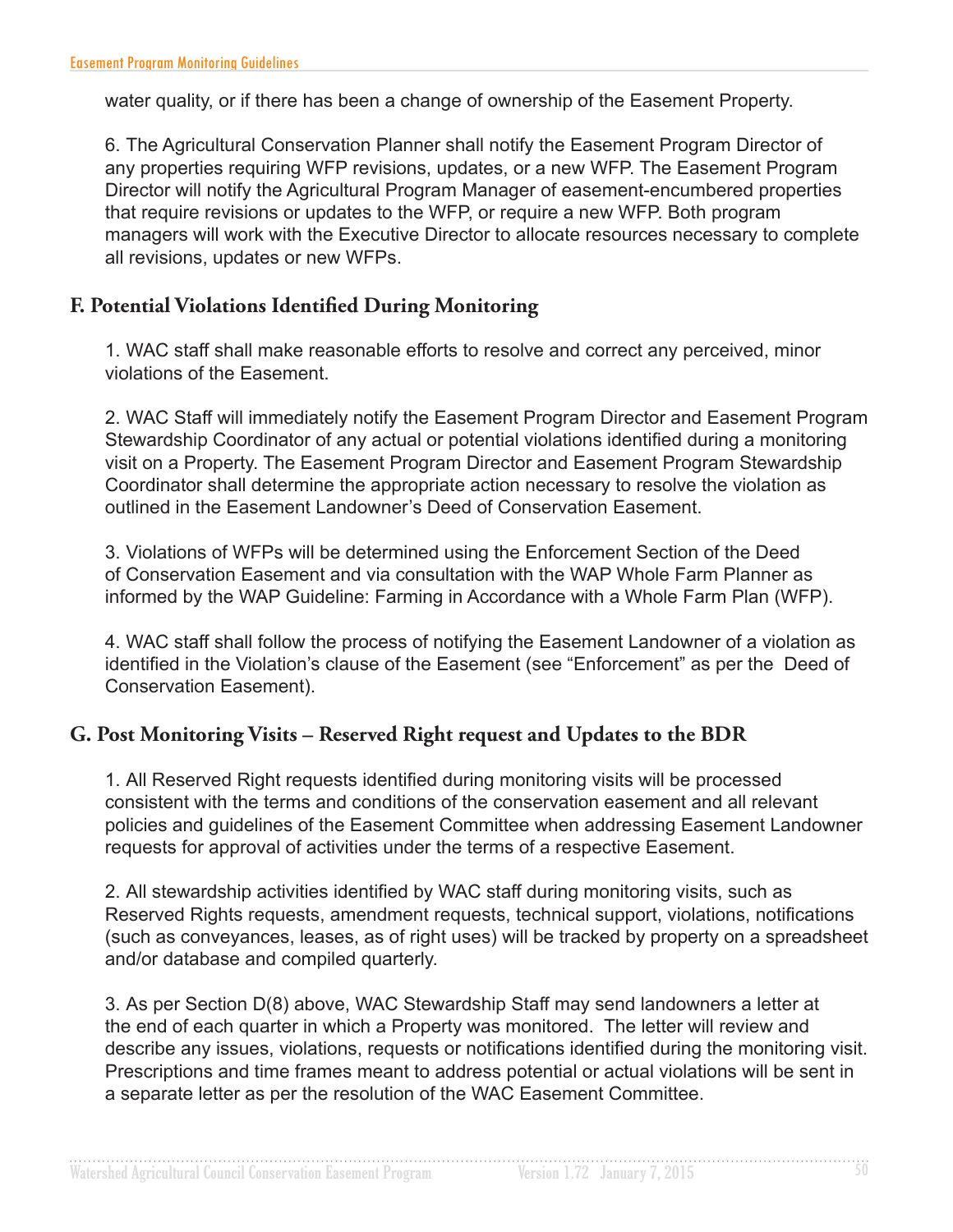water quality, or if there has been a change of ownership of the Easement Property.

6. The Agricultural Conservation Planner shall notify the Easement Program Director of any properties requiring WFP revisions, updates, or a new WFP. The Easement Program Director will notify the Agricultural Program Manager of easement-encumbered properties that require revisions or updates to the WFP, or require a new WFP. Both program managers will work with the Executive Director to allocate resources necessary to complete all revisions, updates or new WFPs.

## F. Potential Violations Identified During Monitoring

1. WAC staff shall make reasonable efforts to resolve and correct any perceived, minor violations of the Easement.

2. WAC Staff will immediately notify the Easement Program Director and Easement Program Stewardship Coordinator of any actual or potential violations identified during a monitoring visit on a Property. The Easement Program Director and Easement Program Stewardship Coordinator shall determine the appropriate action necessary to resolve the violation as outlined in the Easement Landowner's Deed of Conservation Easement.

3. Violations of WFPs will be determined using the Enforcement Section of the Deed of Conservation Easement and via consultation with the WAP Whole Farm Planner as informed by the WAP Guideline: Farming in Accordance with a Whole Farm Plan (WFP).

4. WAC staff shall follow the process of notifying the Easement Landowner of a violation as identified in the Violation's clause of the Easement (see "Enforcement" as per the Deed of Conservation Easement).

## G. Post Monitoring Visits – Reserved Right request and Updates to the BDR

1. All Reserved Right requests identified during monitoring visits will be processed consistent with the terms and conditions of the conservation easement and all relevant policies and guidelines of the Easement Committee when addressing Easement Landowner requests for approval of activities under the terms of a respective Easement.

2. All stewardship activities identified by WAC staff during monitoring visits, such as Reserved Rights requests, amendment requests, technical support, violations, notifications (such as conveyances, leases, as of right uses) will be tracked by property on a spreadsheet and/or database and compiled quarterly.

3. As per Section D(8) above, WAC Stewardship Staff may send landowners a letter at the end of each quarter in which a Property was monitored. The letter will review and describe any issues, violations, requests or notifications identified during the monitoring visit. Prescriptions and time frames meant to address potential or actual violations will be sent in a separate letter as per the resolution of the WAC Easement Committee.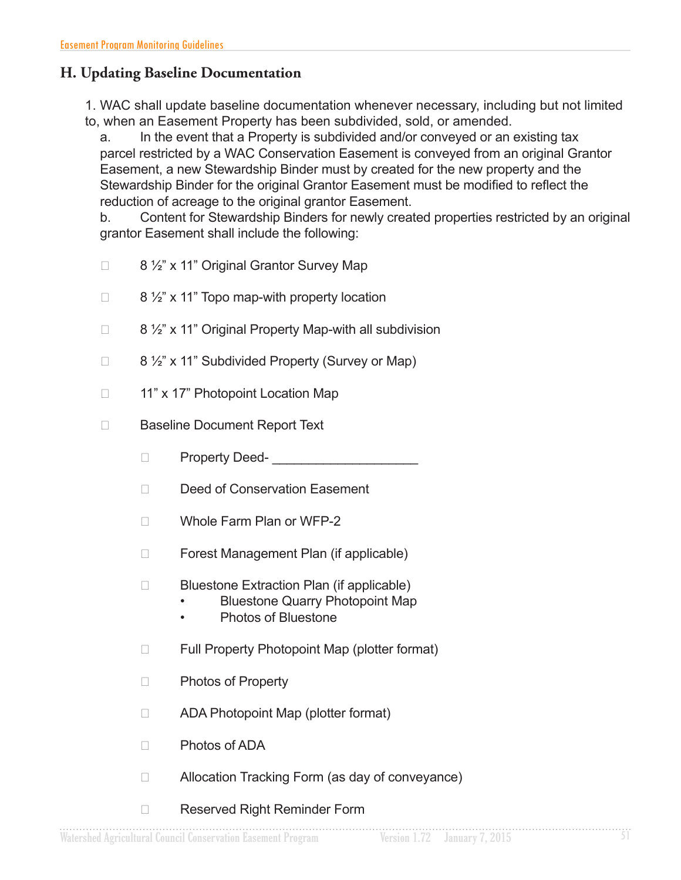## H. Updating Baseline Documentation

1. WAC shall update baseline documentation whenever necessary, including but not limited to, when an Easement Property has been subdivided, sold, or amended.

   a. In the event that a Property is subdivided and/or conveyed or an existing tax parcel restricted by a WAC Conservation Easement is conveyed from an original Grantor Easement, a new Stewardship Binder must by created for the new property and the Stewardship Binder for the original Grantor Easement must be modified to reflect the reduction of acreage to the original grantor Easement.

   b. Content for Stewardship Binders for newly created properties restricted by an original grantor Easement shall include the following:

- ☐ 8 ½" x 11" Original Grantor Survey Map
- ☐ 8 ½" x 11" Topo map-with property location
- ☐ 8 ½" x 11" Original Property Map-with all subdivision
- ☐ 8 ½" x 11" Subdivided Property (Survey or Map)
- ☐ 11" x 17" Photopoint Location Map
- ☐ Baseline Document Report Text
  - ☐ Property Deed- ____________________
  - ☐ Deed of Conservation Easement
  - ☐ Whole Farm Plan or WFP-2
  - ☐ Forest Management Plan (if applicable)
  - ☐ Bluestone Extraction Plan (if applicable)
    - Bluestone Quarry Photopoint Map
    - Photos of Bluestone
  - ☐ Full Property Photopoint Map (plotter format)
  - ☐ Photos of Property
  - ☐ ADA Photopoint Map (plotter format)
  - ☐ Photos of ADA
  - ☐ Allocation Tracking Form (as day of conveyance)
  - ☐ Reserved Right Reminder Form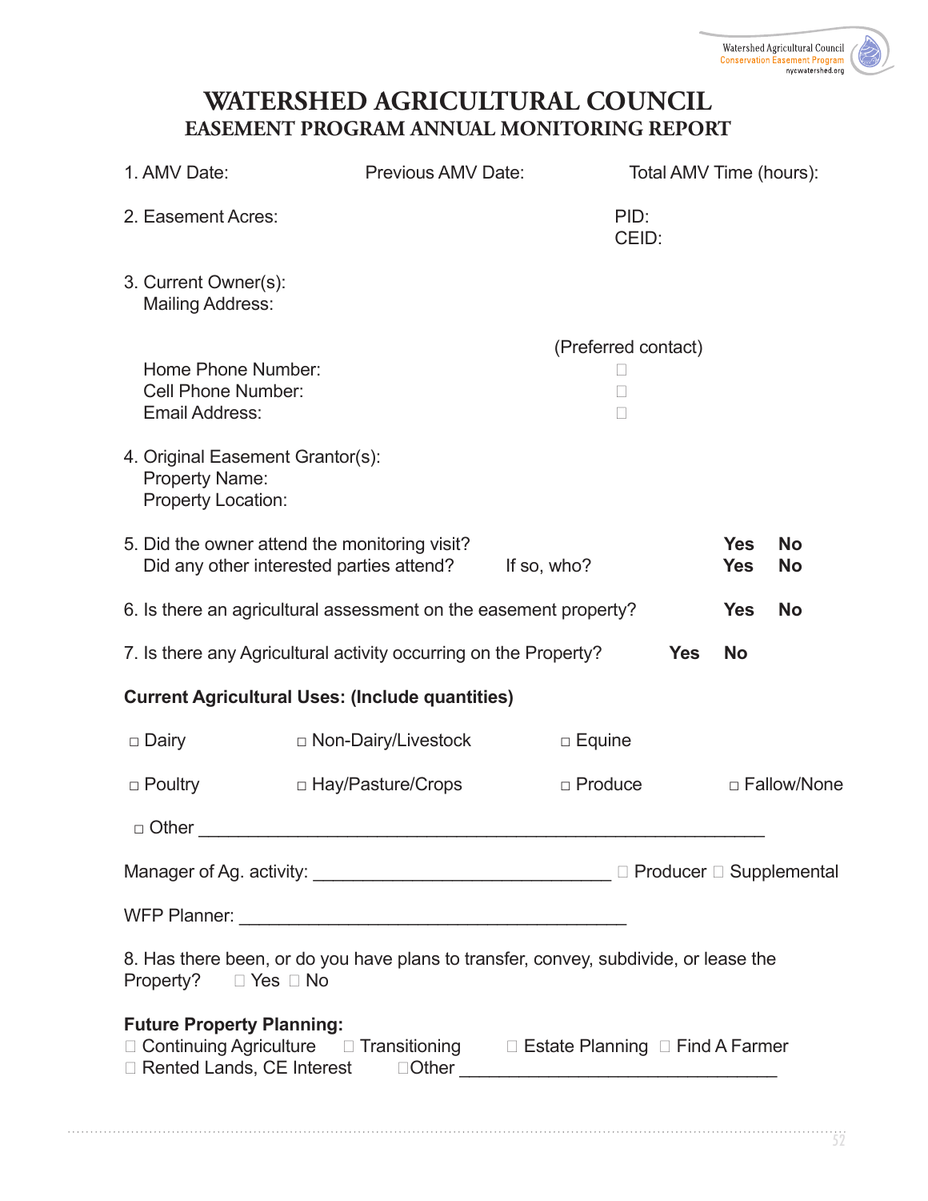# WATERSHED AGRICULTURAL COUNCIL
## EASEMENT PROGRAM ANNUAL MONITORING REPORT

1. AMV Date: Previous AMV Date: Total AMV Time (hours):

2. Easement Acres: PID:
   CEID:

3. Current Owner(s):
   Mailing Address:

   (Preferred contact)
   Home Phone Number: ☐
   Cell Phone Number: ☐
   Email Address: ☐

4. Original Easement Grantor(s):
   Property Name:
   Property Location:

5. Did the owner attend the monitoring visit? **Yes** **No**
   Did any other interested parties attend? If so, who? **Yes** **No**

6. Is there an agricultural assessment on the easement property? **Yes** **No**

7. Is there any Agricultural activity occurring on the Property? **Yes** **No**

**Current Agricultural Uses: (Include quantities)**

☐ Dairy ☐ Non-Dairy/Livestock ☐ Equine

☐ Poultry ☐ Hay/Pasture/Crops ☐ Produce ☐ Fallow/None

☐ Other ______________________________________________________

Manager of Ag. activity: ____________________________ ☐ Producer ☐ Supplemental

WFP Planner: ____________________________________

8. Has there been, or do you have plans to transfer, convey, subdivide, or lease the Property? ☐ Yes ☐ No

**Future Property Planning:**
☐ Continuing Agriculture ☐ Transitioning ☐ Estate Planning ☐ Find A Farmer
☐ Rented Lands, CE Interest ☐Other ______________________________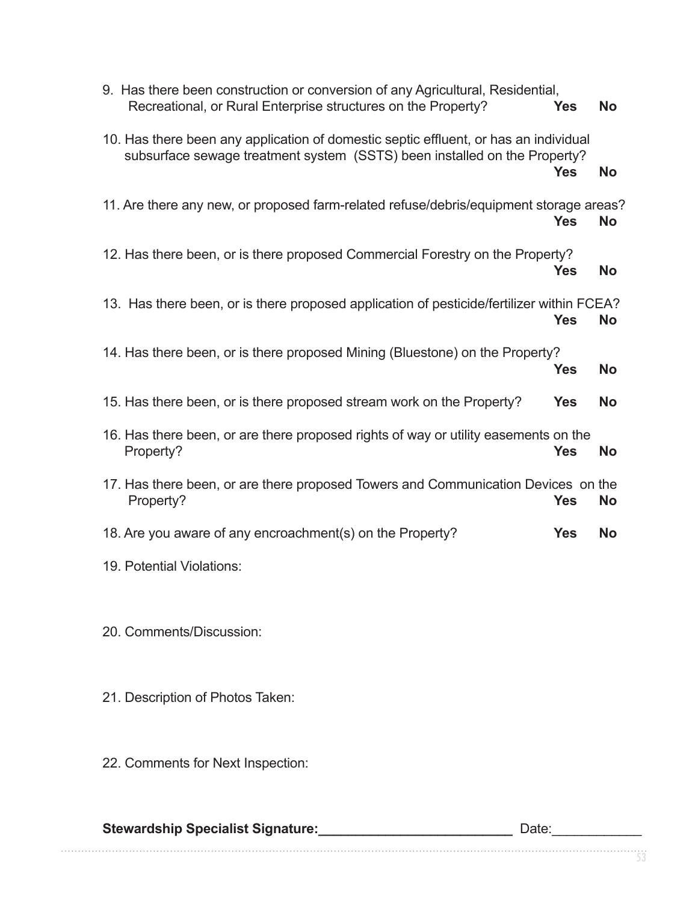9. Has there been construction or conversion of any Agricultural, Residential, Recreational, or Rural Enterprise structures on the Property? **Yes** **No**

10. Has there been any application of domestic septic effluent, or has an individual subsurface sewage treatment system (SSTS) been installed on the Property? **Yes** **No**

11. Are there any new, or proposed farm-related refuse/debris/equipment storage areas? **Yes** **No**

12. Has there been, or is there proposed Commercial Forestry on the Property? **Yes** **No**

13. Has there been, or is there proposed application of pesticide/fertilizer within FCEA? **Yes** **No**

14. Has there been, or is there proposed Mining (Bluestone) on the Property? **Yes** **No**

15. Has there been, or is there proposed stream work on the Property? **Yes** **No**

16. Has there been, or are there proposed rights of way or utility easements on the Property? **Yes** **No**

17. Has there been, or are there proposed Towers and Communication Devices on the Property? **Yes** **No**

18. Are you aware of any encroachment(s) on the Property? **Yes** **No**

19. Potential Violations:

20. Comments/Discussion:

21. Description of Photos Taken:

22. Comments for Next Inspection:

**Stewardship Specialist Signature:**\_\_\_\_\_\_\_\_\_\_\_\_\_\_\_\_\_\_\_\_\_\_\_\_\_\_ Date:\_\_\_\_\_\_\_\_\_\_\_\_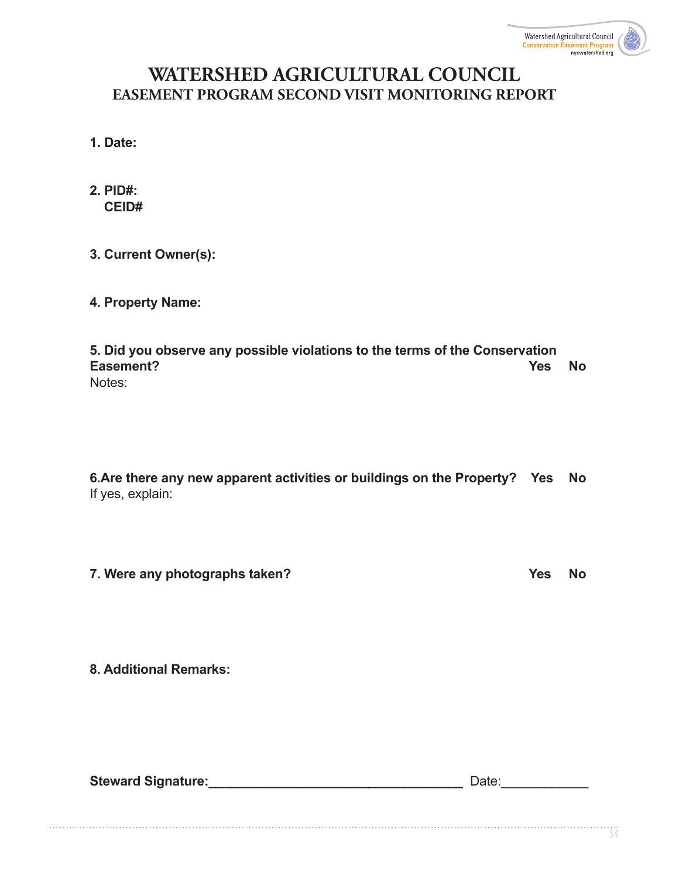# WATERSHED AGRICULTURAL COUNCIL
## EASEMENT PROGRAM SECOND VISIT MONITORING REPORT

**1. Date:**

**2. PID#:**
**CEID#**

**3. Current Owner(s):**

**4. Property Name:**

**5. Did you observe any possible violations to the terms of the Conservation Easement?** **Yes** **No**
Notes:

**6.Are there any new apparent activities or buildings on the Property?** **Yes** **No**
If yes, explain:

**7. Were any photographs taken?** **Yes** **No**

**8. Additional Remarks:**

**Steward Signature:**___________________________________ Date:____________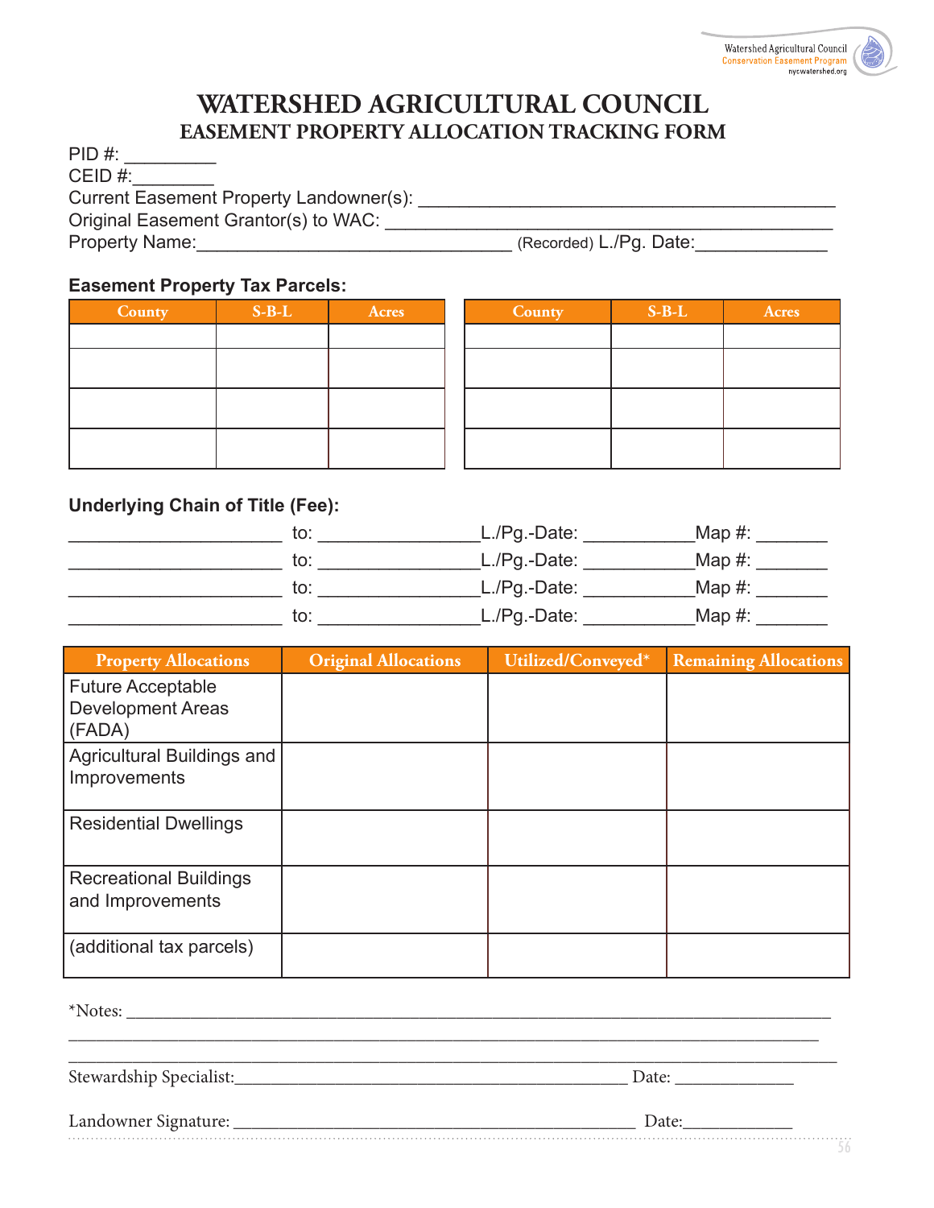# WATERSHED AGRICULTURAL COUNCIL

## EASEMENT PROPERTY ALLOCATION TRACKING FORM

PID #: _________

CEID #:________

Current Easement Property Landowner(s): _________________________________________

Original Easement Grantor(s) to WAC: ___________________________________________

Property Name:_______________________________ (Recorded) L./Pg. Date:_____________

**Easement Property Tax Parcels:**

| County | S-B-L | Acres |
|---|---|---|
| | | |
| | | |
| | | |
| | | |

| County | S-B-L | Acres |
|---|---|---|
| | | |
| | | |
| | | |
| | | |

**Underlying Chain of Title (Fee):**

_____________________ to: ________________L./Pg.-Date: ___________Map #: _______

_____________________ to: ________________L./Pg.-Date: ___________Map #: _______

_____________________ to: ________________L./Pg.-Date: ___________Map #: _______

_____________________ to: ________________L./Pg.-Date: ___________Map #: _______

| Property Allocations | Original Allocations | Utilized/Conveyed* | Remaining Allocations |
|---|---|---|---|
| Future Acceptable Development Areas (FADA) | | | |
| Agricultural Buildings and Improvements | | | |
| Residential Dwellings | | | |
| Recreational Buildings and Improvements | | | |
| (additional tax parcels) | | | |

*Notes: ______________________________________________________________________

_____________________________________________________________________________

_____________________________________________________________________________

Stewardship Specialist:_____________________________________ Date: _____________

Landowner Signature: ______________________________________ Date:____________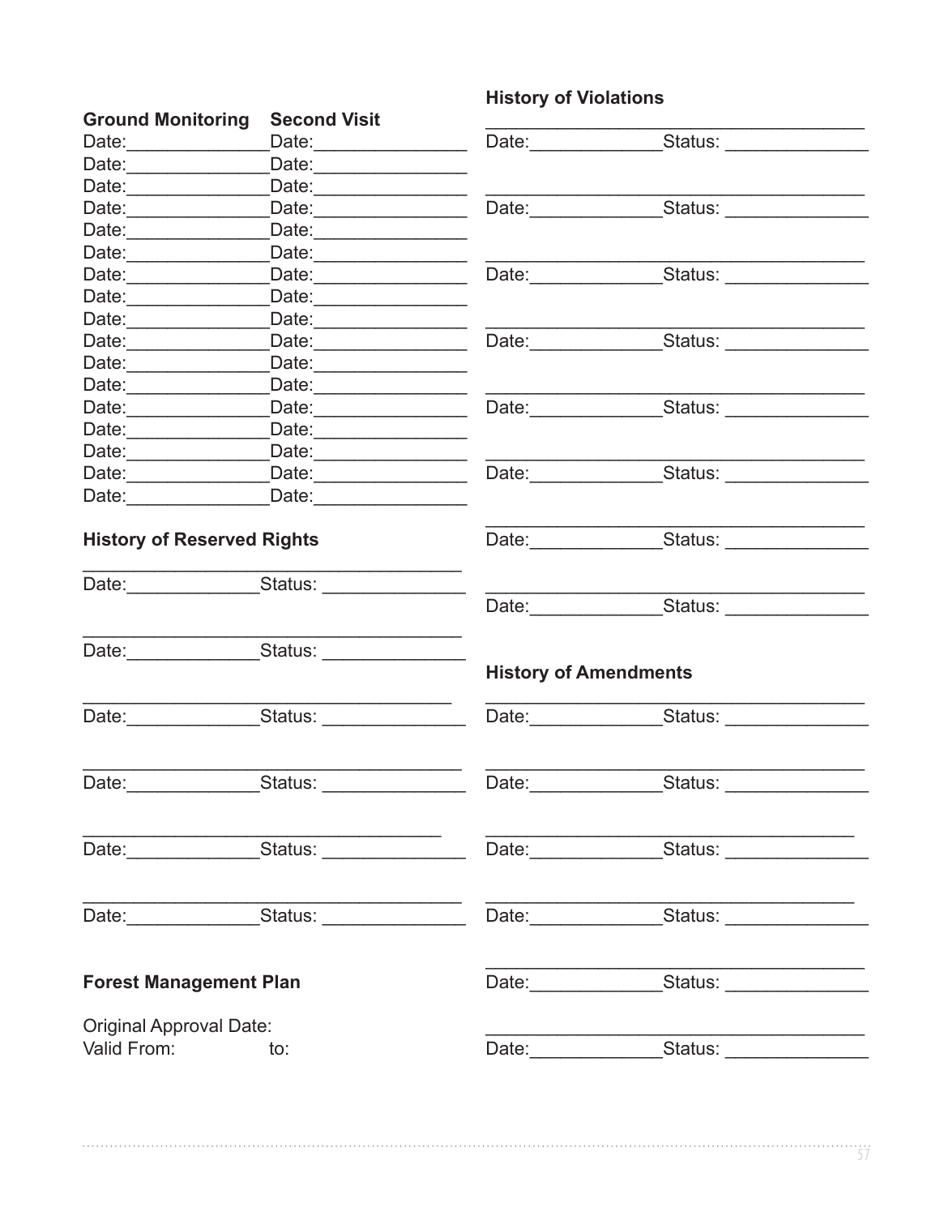### Ground Monitoring

| Ground Monitoring | Second Visit |
|---|---|
| Date:______________ | Date:_______________ |
| Date:______________ | Date:_______________ |
| Date:______________ | Date:_______________ |
| Date:______________ | Date:_______________ |
| Date:______________ | Date:_______________ |
| Date:______________ | Date:_______________ |
| Date:______________ | Date:_______________ |
| Date:______________ | Date:_______________ |
| Date:______________ | Date:_______________ |
| Date:______________ | Date:_______________ |
| Date:______________ | Date:_______________ |
| Date:______________ | Date:_______________ |
| Date:______________ | Date:_______________ |
| Date:______________ | Date:_______________ |
| Date:______________ | Date:_______________ |
| Date:______________ | Date:_______________ |
| Date:______________ | Date:_______________ |

### History of Reserved Rights

______________________________________
Date:_____________Status: ______________

______________________________________
Date:_____________Status: ______________

______________________________________
Date:_____________Status: ______________

______________________________________
Date:_____________Status: ______________

______________________________________
Date:_____________Status: ______________

______________________________________
Date:_____________Status: ______________

### Forest Management Plan

Original Approval Date:
Valid From: to:

### History of Violations

______________________________________
Date:_____________Status: ______________

______________________________________
Date:_____________Status: ______________

______________________________________
Date:_____________Status: ______________

______________________________________
Date:_____________Status: ______________

______________________________________
Date:_____________Status: ______________

______________________________________
Date:_____________Status: ______________

______________________________________
Date:_____________Status: ______________

______________________________________
Date:_____________Status: ______________

### History of Amendments

______________________________________
Date:_____________Status: ______________

______________________________________
Date:_____________Status: ______________

______________________________________
Date:_____________Status: ______________

______________________________________
Date:_____________Status: ______________

______________________________________
Date:_____________Status: ______________

______________________________________
Date:_____________Status: ______________